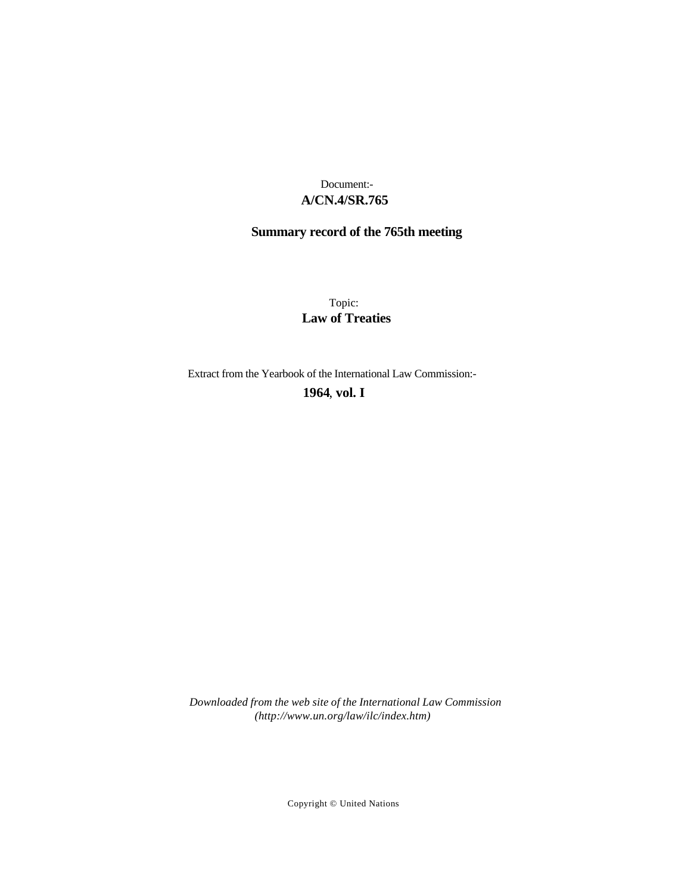Document:-

**A/CN.4/SR.765**

**Summary record of the 765th meeting**

Topic:

**Law of Treaties**

Extract from the Yearbook of the International Law Commission:-

**1964, vol. I**

*Downloaded from the web site of the International Law Commission (http://www.un.org/law/ilc/index.htm)*

Copyright © United Nations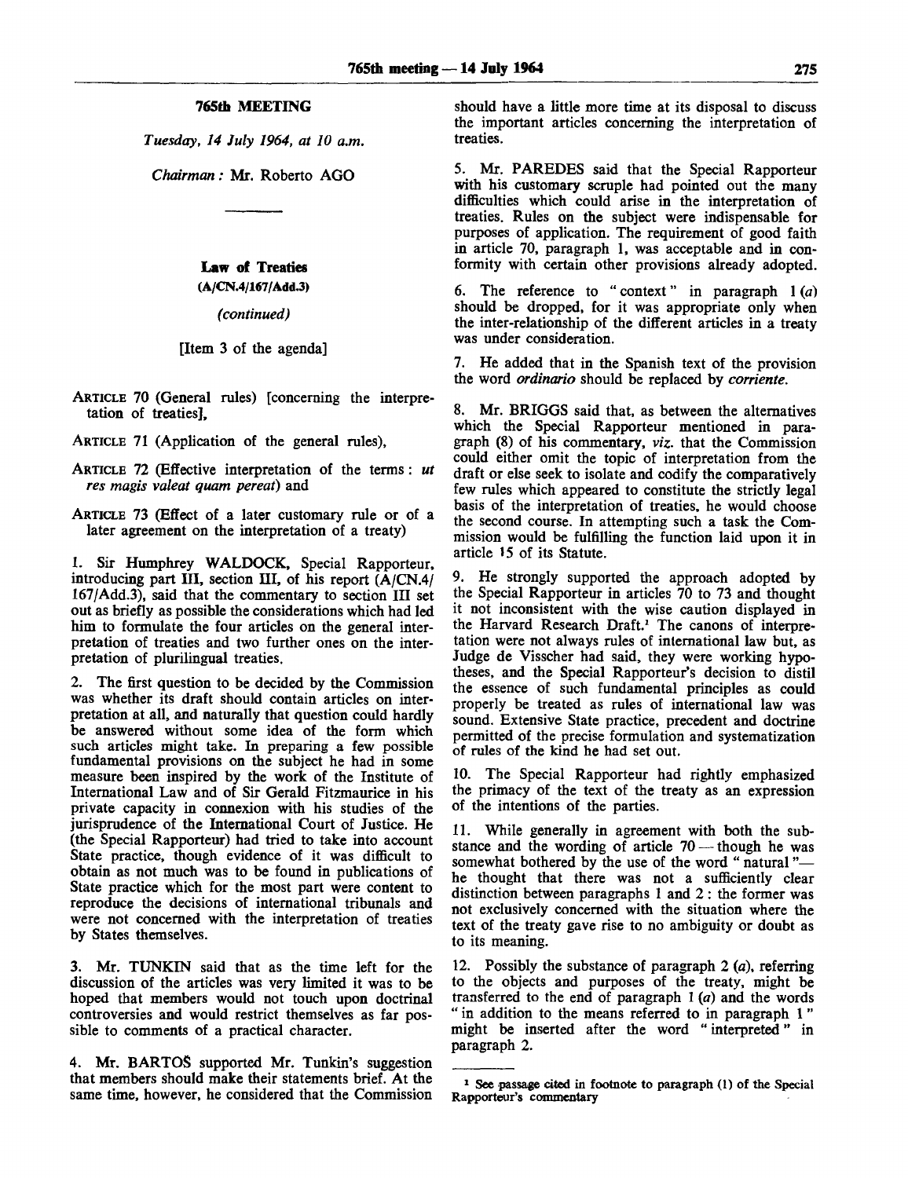## 765th MEETING

*Tuesday, 14 July 1964, at 10 a.m.*

*Chairman:* Mr. Roberto AGO

---

### Law of Treaties

**(A/CN.4/167/Add.3)**

*(continued)*

[Item 3 of the agenda]

ARTICLE 70 (General rules) [concerning the interpretation of treaties],

ARTICLE 71 (Application of the general rules),

ARTICLE 72 (Effective interpretation of the terms: *ut res magis valeat quam pereat*) and

ARTICLE 73 (Effect of a later customary rule or of a later agreement on the interpretation of a treaty)

1. Sir Humphrey WALDOCK, Special Rapporteur, introducing part III, section III, of his report (A/CN.4/167/Add.3), said that the commentary to section III set out as briefly as possible the considerations which had led him to formulate the four articles on the general interpretation of treaties and two further ones on the interpretation of plurilingual treaties.

2. The first question to be decided by the Commission was whether its draft should contain articles on interpretation at all, and naturally that question could hardly be answered without some idea of the form which such articles might take. In preparing a few possible fundamental provisions on the subject he had in some measure been inspired by the work of the Institute of International Law and of Sir Gerald Fitzmaurice in his private capacity in connexion with his studies of the jurisprudence of the International Court of Justice. He (the Special Rapporteur) had tried to take into account State practice, though evidence of it was difficult to obtain as not much was to be found in publications of State practice which for the most part were content to reproduce the decisions of international tribunals and were not concerned with the interpretation of treaties by States themselves.

3. Mr. TUNKIN said that as the time left for the discussion of the articles was very limited it was to be hoped that members would not touch upon doctrinal controversies and would restrict themselves as far possible to comments of a practical character.

4. Mr. BARTOŠ supported Mr. Tunkin's suggestion that members should make their statements brief. At the same time, however, he considered that the Commission should have a little more time at its disposal to discuss the important articles concerning the interpretation of treaties.

5. Mr. PAREDES said that the Special Rapporteur with his customary scruple had pointed out the many difficulties which could arise in the interpretation of treaties. Rules on the subject were indispensable for purposes of application. The requirement of good faith in article 70, paragraph 1, was acceptable and in conformity with certain other provisions already adopted.

6. The reference to "context" in paragraph 1 (*a*) should be dropped, for it was appropriate only when the inter-relationship of the different articles in a treaty was under consideration.

7. He added that in the Spanish text of the provision the word *ordinario* should be replaced by *corriente*.

8. Mr. BRIGGS said that, as between the alternatives which the Special Rapporteur mentioned in paragraph (8) of his commentary, *viz.* that the Commission could either omit the topic of interpretation from the draft or else seek to isolate and codify the comparatively few rules which appeared to constitute the strictly legal basis of the interpretation of treaties, he would choose the second course. In attempting such a task the Commission would be fulfilling the function laid upon it in article 15 of its Statute.

9. He strongly supported the approach adopted by the Special Rapporteur in articles 70 to 73 and thought it not inconsistent with the wise caution displayed in the Harvard Research Draft.[1] The canons of interpretation were not always rules of international law but, as Judge de Visscher had said, they were working hypotheses, and the Special Rapporteur's decision to distil the essence of such fundamental principles as could properly be treated as rules of international law was sound. Extensive State practice, precedent and doctrine permitted of the precise formulation and systematization of rules of the kind he had set out.

10. The Special Rapporteur had rightly emphasized the primacy of the text of the treaty as an expression of the intentions of the parties.

11. While generally in agreement with both the substance and the wording of article 70 — though he was somewhat bothered by the use of the word "natural" — he thought that there was not a sufficiently clear distinction between paragraphs 1 and 2: the former was not exclusively concerned with the situation where the text of the treaty gave rise to no ambiguity or doubt as to its meaning.

12. Possibly the substance of paragraph 2 (*a*), referring to the objects and purposes of the treaty, might be transferred to the end of paragraph 1 (*a*) and the words "in addition to the means referred to in paragraph 1" might be inserted after the word "interpreted" in paragraph 2.

---

[1] See passage cited in footnote to paragraph (1) of the Special Rapporteur's commentary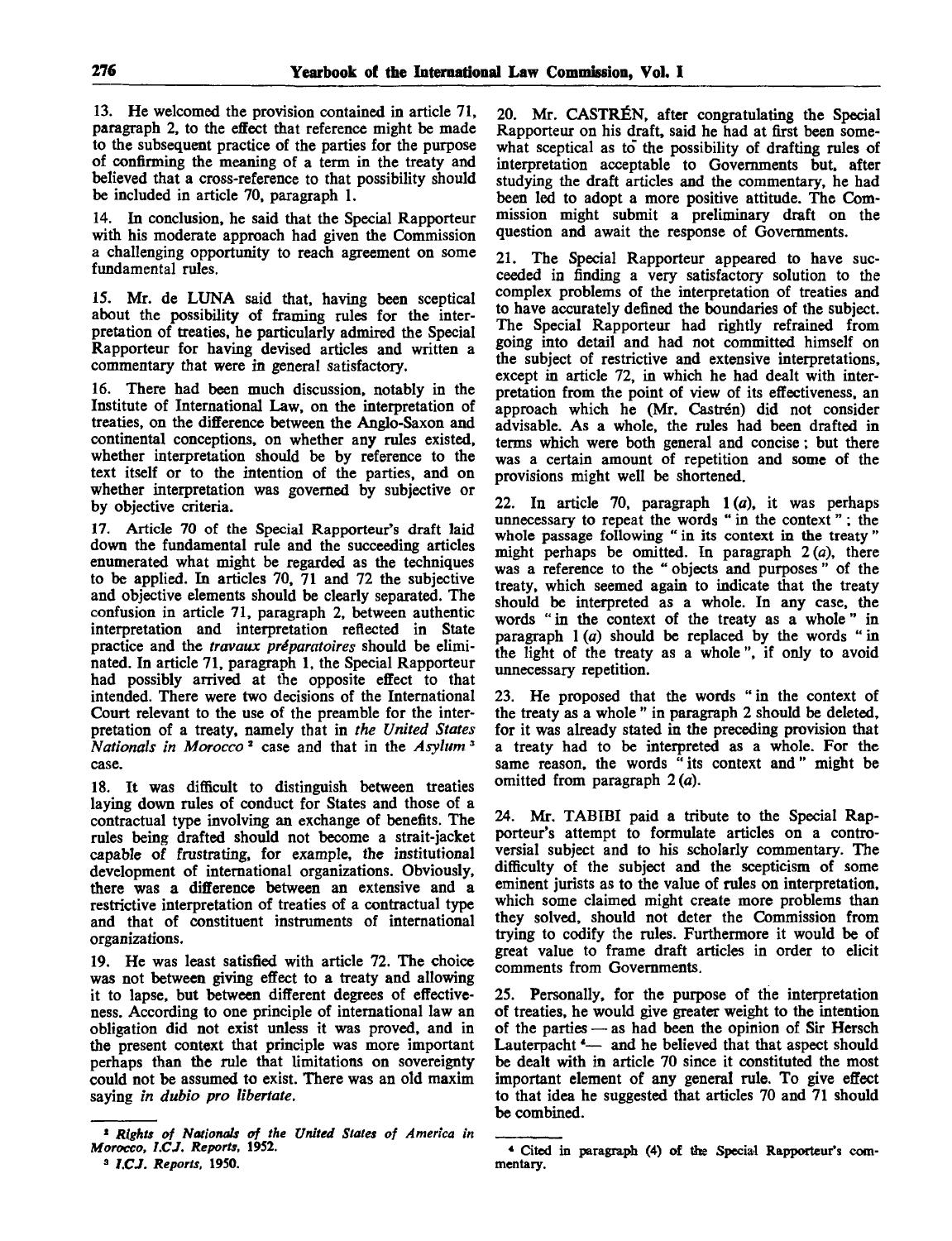13. He welcomed the provision contained in article 71, paragraph 2, to the effect that reference might be made to the subsequent practice of the parties for the purpose of confirming the meaning of a term in the treaty and believed that a cross-reference to that possibility should be included in article 70, paragraph 1.

14. In conclusion, he said that the Special Rapporteur with his moderate approach had given the Commission a challenging opportunity to reach agreement on some fundamental rules.

15. Mr. de LUNA said that, having been sceptical about the possibility of framing rules for the interpretation of treaties, he particularly admired the Special Rapporteur for having devised articles and written a commentary that were in general satisfactory.

16. There had been much discussion, notably in the Institute of International Law, on the interpretation of treaties, on the difference between the Anglo-Saxon and continental conceptions, on whether any rules existed, whether interpretation should be by reference to the text itself or to the intention of the parties, and on whether interpretation was governed by subjective or by objective criteria.

17. Article 70 of the Special Rapporteur's draft laid down the fundamental rule and the succeeding articles enumerated what might be regarded as the techniques to be applied. In articles 70, 71 and 72 the subjective and objective elements should be clearly separated. The confusion in article 71, paragraph 2, between authentic interpretation and interpretation reflected in State practice and the *travaux préparatoires* should be eliminated. In article 71, paragraph 1, the Special Rapporteur had possibly arrived at the opposite effect to that intended. There were two decisions of the International Court relevant to the use of the preamble for the interpretation of a treaty, namely that in *the United States Nationals in Morocco* [2] case and that in the *Asylum* [3] case.

18. It was difficult to distinguish between treaties laying down rules of conduct for States and those of a contractual type involving an exchange of benefits. The rules being drafted should not become a strait-jacket capable of frustrating, for example, the institutional development of international organizations. Obviously, there was a difference between an extensive and a restrictive interpretation of treaties of a contractual type and that of constituent instruments of international organizations.

19. He was least satisfied with article 72. The choice was not between giving effect to a treaty and allowing it to lapse, but between different degrees of effectiveness. According to one principle of international law an obligation did not exist unless it was proved, and in the present context that principle was more important perhaps than the rule that limitations on sovereignty could not be assumed to exist. There was an old maxim saying *in dubio pro libertate*.

20. Mr. CASTRÉN, after congratulating the Special Rapporteur on his draft, said he had at first been somewhat sceptical as to the possibility of drafting rules of interpretation acceptable to Governments but, after studying the draft articles and the commentary, he had been led to adopt a more positive attitude. The Commission might submit a preliminary draft on the question and await the response of Governments.

21. The Special Rapporteur appeared to have succeeded in finding a very satisfactory solution to the complex problems of the interpretation of treaties and to have accurately defined the boundaries of the subject. The Special Rapporteur had rightly refrained from going into detail and had not committed himself on the subject of restrictive and extensive interpretations, except in article 72, in which he had dealt with interpretation from the point of view of its effectiveness, an approach which he (Mr. Castrén) did not consider advisable. As a whole, the rules had been drafted in terms which were both general and concise; but there was a certain amount of repetition and some of the provisions might well be shortened.

22. In article 70, paragraph 1 (*a*), it was perhaps unnecessary to repeat the words "in the context"; the whole passage following "in its context in the treaty" might perhaps be omitted. In paragraph 2 (*a*), there was a reference to the "objects and purposes" of the treaty, which seemed again to indicate that the treaty should be interpreted as a whole. In any case, the words "in the context of the treaty as a whole" in paragraph 1 (*a*) should be replaced by the words "in the light of the treaty as a whole", if only to avoid unnecessary repetition.

23. He proposed that the words "in the context of the treaty as a whole" in paragraph 2 should be deleted, for it was already stated in the preceding provision that a treaty had to be interpreted as a whole. For the same reason, the words "its context and" might be omitted from paragraph 2 (*a*).

24. Mr. TABIBI paid a tribute to the Special Rapporteur's attempt to formulate articles on a controversial subject and to his scholarly commentary. The difficulty of the subject and the scepticism of some eminent jurists as to the value of rules on interpretation, which some claimed might create more problems than they solved, should not deter the Commission from trying to codify the rules. Furthermore it would be of great value to frame draft articles in order to elicit comments from Governments.

25. Personally, for the purpose of the interpretation of treaties, he would give greater weight to the intention of the parties — as had been the opinion of Sir Hersch Lauterpacht [4] — and he believed that that aspect should be dealt with in article 70 since it constituted the most important element of any general rule. To give effect to that idea he suggested that articles 70 and 71 should be combined.

---

[2] *Rights of Nationals of the United States of America in Morocco, I.C.J. Reports*, 1952.

[3] *I.C.J. Reports*, 1950.

[4] Cited in paragraph (4) of the Special Rapporteur's commentary.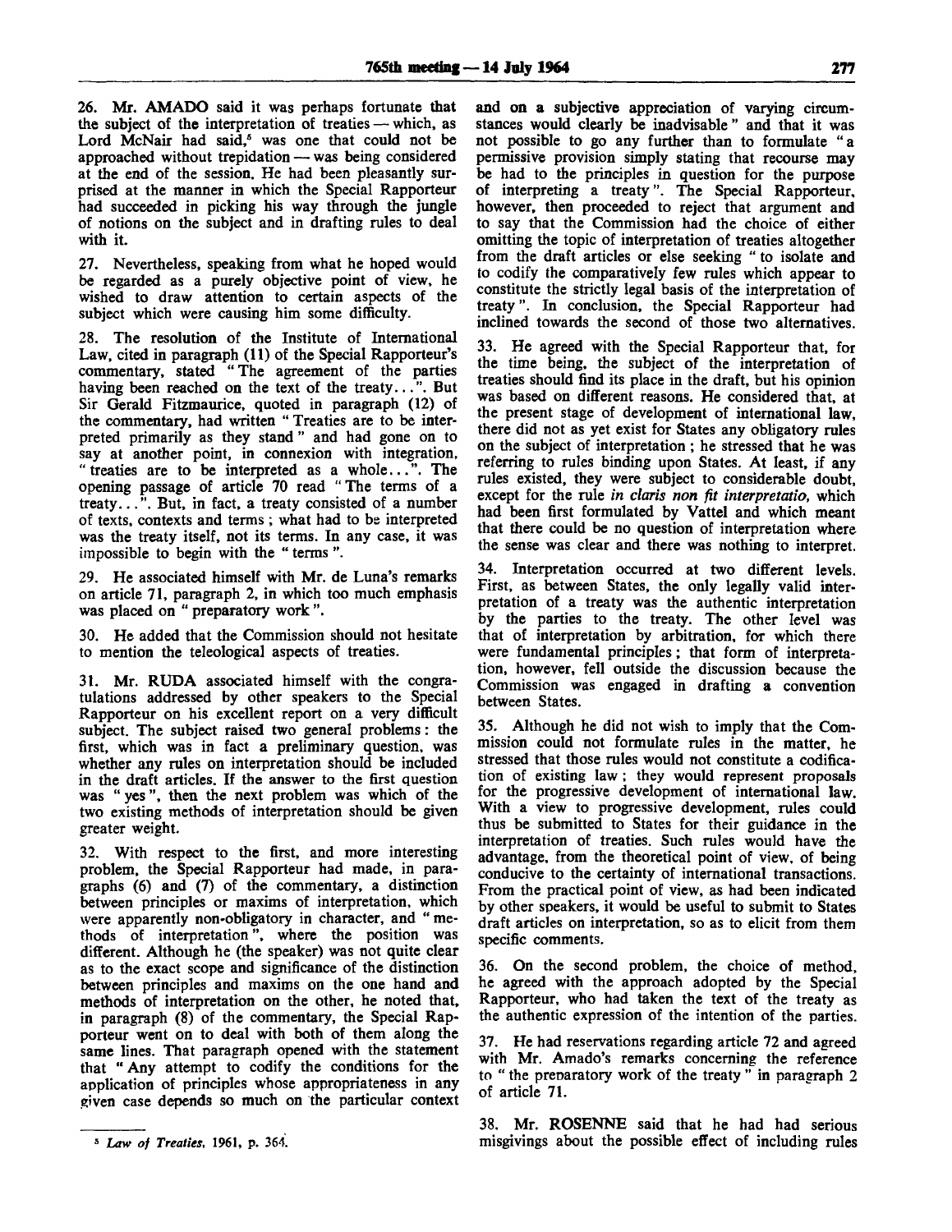26. Mr. AMADO said it was perhaps fortunate that the subject of the interpretation of treaties — which, as Lord McNair had said,[5] was one that could not be approached without trepidation — was being considered at the end of the session. He had been pleasantly surprised at the manner in which the Special Rapporteur had succeeded in picking his way through the jungle of notions on the subject and in drafting rules to deal with it.

27. Nevertheless, speaking from what he hoped would be regarded as a purely objective point of view, he wished to draw attention to certain aspects of the subject which were causing him some difficulty.

28. The resolution of the Institute of International Law, cited in paragraph (11) of the Special Rapporteur's commentary, stated "The agreement of the parties having been reached on the text of the treaty...". But Sir Gerald Fitzmaurice, quoted in paragraph (12) of the commentary, had written "Treaties are to be interpreted primarily as they stand" and had gone on to say at another point, in connexion with integration, "treaties are to be interpreted as a whole...". The opening passage of article 70 read "The terms of a treaty...". But, in fact, a treaty consisted of a number of texts, contexts and terms; what had to be interpreted was the treaty itself, not its terms. In any case, it was impossible to begin with the "terms".

29. He associated himself with Mr. de Luna's remarks on article 71, paragraph 2, in which too much emphasis was placed on "preparatory work".

30. He added that the Commission should not hesitate to mention the teleological aspects of treaties.

31. Mr. RUDA associated himself with the congratulations addressed by other speakers to the Special Rapporteur on his excellent report on a very difficult subject. The subject raised two general problems: the first, which was in fact a preliminary question, was whether any rules on interpretation should be included in the draft articles. If the answer to the first question was "yes", then the next problem was which of the two existing methods of interpretation should be given greater weight.

32. With respect to the first, and more interesting problem, the Special Rapporteur had made, in paragraphs (6) and (7) of the commentary, a distinction between principles or maxims of interpretation, which were apparently non-obligatory in character, and "methods of interpretation", where the position was different. Although he (the speaker) was not quite clear as to the exact scope and significance of the distinction between principles and maxims on the one hand and methods of interpretation on the other, he noted that, in paragraph (8) of the commentary, the Special Rapporteur went on to deal with both of them along the same lines. That paragraph opened with the statement that "Any attempt to codify the conditions for the application of principles whose appropriateness in any given case depends so much on the particular context and on a subjective appreciation of varying circumstances would clearly be inadvisable" and that it was not possible to go any further than to formulate "a permissive provision simply stating that recourse may be had to the principles in question for the purpose of interpreting a treaty". The Special Rapporteur, however, then proceeded to reject that argument and to say that the Commission had the choice of either omitting the topic of interpretation of treaties altogether from the draft articles or else seeking "to isolate and to codify the comparatively few rules which appear to constitute the strictly legal basis of the interpretation of treaty". In conclusion, the Special Rapporteur had inclined towards the second of those two alternatives.

33. He agreed with the Special Rapporteur that, for the time being, the subject of the interpretation of treaties should find its place in the draft, but his opinion was based on different reasons. He considered that, at the present stage of development of international law, there did not as yet exist for States any obligatory rules on the subject of interpretation; he stressed that he was referring to rules binding upon States. At least, if any rules existed, they were subject to considerable doubt, except for the rule *in claris non fit interpretatio*, which had been first formulated by Vattel and which meant that there could be no question of interpretation where the sense was clear and there was nothing to interpret.

34. Interpretation occurred at two different levels. First, as between States, the only legally valid interpretation of a treaty was the authentic interpretation by the parties to the treaty. The other level was that of interpretation by arbitration, for which there were fundamental principles; that form of interpretation, however, fell outside the discussion because the Commission was engaged in drafting a convention between States.

35. Although he did not wish to imply that the Commission could not formulate rules in the matter, he stressed that those rules would not constitute a codification of existing law; they would represent proposals for the progressive development of international law. With a view to progressive development, rules could thus be submitted to States for their guidance in the interpretation of treaties. Such rules would have the advantage, from the theoretical point of view, of being conducive to the certainty of international transactions. From the practical point of view, as had been indicated by other speakers, it would be useful to submit to States draft articles on interpretation, so as to elicit from them specific comments.

36. On the second problem, the choice of method, he agreed with the approach adopted by the Special Rapporteur, who had taken the text of the treaty as the authentic expression of the intention of the parties.

37. He had reservations regarding article 72 and agreed with Mr. Amado's remarks concerning the reference to "the preparatory work of the treaty" in paragraph 2 of article 71.

38. Mr. ROSENNE said that he had had serious misgivings about the possible effect of including rules

[5] *Law of Treaties*, 1961, p. 364.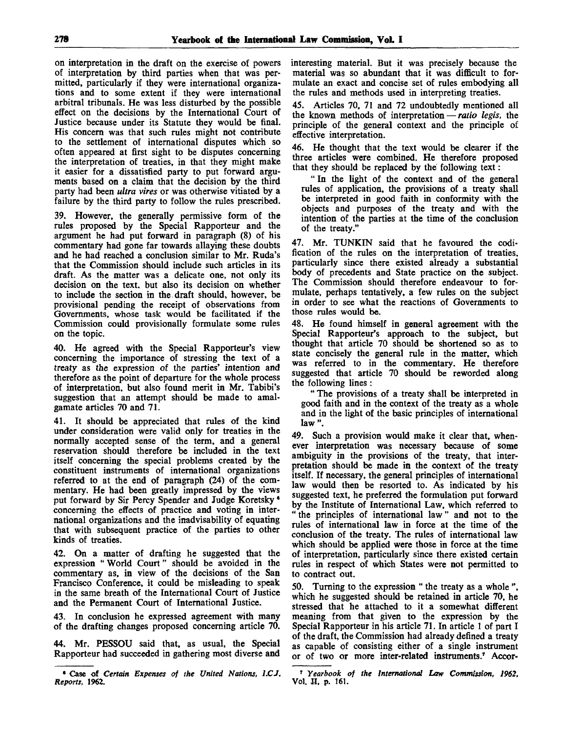on interpretation in the draft on the exercise of powers of interpretation by third parties when that was permitted, particularly if they were international organizations and to some extent if they were international arbitral tribunals. He was less disturbed by the possible effect on the decisions by the International Court of Justice because under its Statute they would be final. His concern was that such rules might not contribute to the settlement of international disputes which so often appeared at first sight to be disputes concerning the interpretation of treaties, in that they might make it easier for a dissatisfied party to put forward arguments based on a claim that the decision by the third party had been *ultra vires* or was otherwise vitiated by a failure by the third party to follow the rules prescribed.

39. However, the generally permissive form of the rules proposed by the Special Rapporteur and the argument he had put forward in paragraph (8) of his commentary had gone far towards allaying these doubts and he had reached a conclusion similar to Mr. Ruda's that the Commission should include such articles in its draft. As the matter was a delicate one, not only its decision on the text, but also its decision on whether to include the section in the draft should, however, be provisional pending the receipt of observations from Governments, whose task would be facilitated if the Commission could provisionally formulate some rules on the topic.

40. He agreed with the Special Rapporteur's view concerning the importance of stressing the text of a treaty as the expression of the parties' intention and therefore as the point of departure for the whole process of interpretation, but also found merit in Mr. Tabibi's suggestion that an attempt should be made to amalgamate articles 70 and 71.

41. It should be appreciated that rules of the kind under consideration were valid only for treaties in the normally accepted sense of the term, and a general reservation should therefore be included in the text itself concerning the special problems created by the constituent instruments of international organizations referred to at the end of paragraph (24) of the commentary. He had been greatly impressed by the views put forward by Sir Percy Spender and Judge Koretsky [6] concerning the effects of practice and voting in international organizations and the inadvisability of equating that with subsequent practice of the parties to other kinds of treaties.

42. On a matter of drafting he suggested that the expression "World Court" should be avoided in the commentary as, in view of the decisions of the San Francisco Conference, it could be misleading to speak in the same breath of the International Court of Justice and the Permanent Court of International Justice.

43. In conclusion he expressed agreement with many of the drafting changes proposed concerning article 70.

44. Mr. PESSOU said that, as usual, the Special Rapporteur had succeeded in gathering most diverse and interesting material. But it was precisely because the material was so abundant that it was difficult to formulate an exact and concise set of rules embodying all the rules and methods used in interpreting treaties.

45. Articles 70, 71 and 72 undoubtedly mentioned all the known methods of interpretation — *ratio legis*, the principle of the general context and the principle of effective interpretation.

46. He thought that the text would be clearer if the three articles were combined. He therefore proposed that they should be replaced by the following text:

> "In the light of the context and of the general rules of application, the provisions of a treaty shall be interpreted in good faith in conformity with the objects and purposes of the treaty and with the intention of the parties at the time of the conclusion of the treaty."

47. Mr. TUNKIN said that he favoured the codification of the rules on the interpretation of treaties, particularly since there existed already a substantial body of precedents and State practice on the subject. The Commission should therefore endeavour to formulate, perhaps tentatively, a few rules on the subject in order to see what the reactions of Governments to those rules would be.

48. He found himself in general agreement with the Special Rapporteur's approach to the subject, but thought that article 70 should be shortened so as to state concisely the general rule in the matter, which was referred to in the commentary. He therefore suggested that article 70 should be reworded along the following lines:

> "The provisions of a treaty shall be interpreted in good faith and in the context of the treaty as a whole and in the light of the basic principles of international law".

49. Such a provision would make it clear that, whenever interpretation was necessary because of some ambiguity in the provisions of the treaty, that interpretation should be made in the context of the treaty itself. If necessary, the general principles of international law would then be resorted to. As indicated by his suggested text, he preferred the formulation put forward by the Institute of International Law, which referred to "the principles of international law" and not to the rules of international law in force at the time of the conclusion of the treaty. The rules of international law which should be applied were those in force at the time of interpretation, particularly since there existed certain rules in respect of which States were not permitted to contract out.

50. Turning to the expression "the treaty as a whole", which he suggested should be retained in article 70, he stressed that he attached to it a somewhat different meaning from that given to the expression by the Special Rapporteur in his article 71. In article 1 of part I of the draft, the Commission had already defined a treaty as capable of consisting either of a single instrument or of two or more inter-related instruments.[7] Accor-

---

[6] Case of *Certain Expenses of the United Nations, I.C.J. Reports,* 1962.

[7] *Yearbook of the International Law Commission, 1962,* Vol. II, p. 161.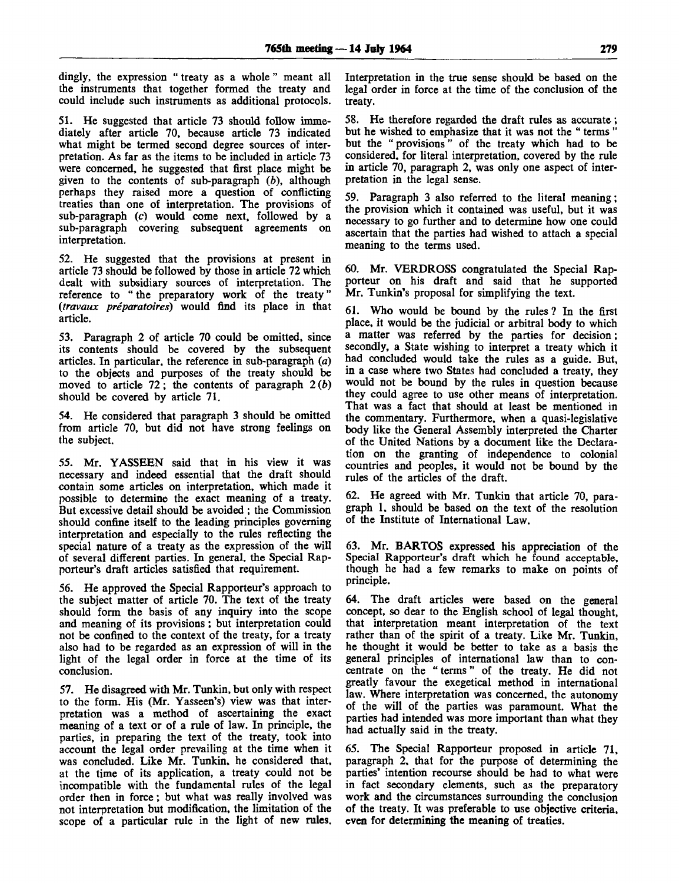dingly, the expression " treaty as a whole " meant all the instruments that together formed the treaty and could include such instruments as additional protocols.

51. He suggested that article 73 should follow immediately after article 70, because article 73 indicated what might be termed second degree sources of interpretation. As far as the items to be included in article 73 were concerned, he suggested that first place might be given to the contents of sub-paragraph (*b*), although perhaps they raised more a question of conflicting treaties than one of interpretation. The provisions of sub-paragraph (*c*) would come next, followed by a sub-paragraph covering subsequent agreements on interpretation.

52. He suggested that the provisions at present in article 73 should be followed by those in article 72 which dealt with subsidiary sources of interpretation. The reference to " the preparatory work of the treaty " (*travaux préparatoires*) would find its place in that article.

53. Paragraph 2 of article 70 could be omitted, since its contents should be covered by the subsequent articles. In particular, the reference in sub-paragraph (*a*) to the objects and purposes of the treaty should be moved to article 72; the contents of paragraph 2 (*b*) should be covered by article 71.

54. He considered that paragraph 3 should be omitted from article 70, but did not have strong feelings on the subject.

55. Mr. YASSEEN said that in his view it was necessary and indeed essential that the draft should contain some articles on interpretation, which made it possible to determine the exact meaning of a treaty. But excessive detail should be avoided; the Commission should confine itself to the leading principles governing interpretation and especially to the rules reflecting the special nature of a treaty as the expression of the will of several different parties. In general, the Special Rapporteur's draft articles satisfied that requirement.

56. He approved the Special Rapporteur's approach to the subject matter of article 70. The text of the treaty should form the basis of any inquiry into the scope and meaning of its provisions; but interpretation could not be confined to the context of the treaty, for a treaty also had to be regarded as an expression of will in the light of the legal order in force at the time of its conclusion.

57. He disagreed with Mr. Tunkin, but only with respect to the form. His (Mr. Yasseen's) view was that interpretation was a method of ascertaining the exact meaning of a text or of a rule of law. In principle, the parties, in preparing the text of the treaty, took into account the legal order prevailing at the time when it was concluded. Like Mr. Tunkin, he considered that, at the time of its application, a treaty could not be incompatible with the fundamental rules of the legal order then in force; but what was really involved was not interpretation but modification, the limitation of the scope of a particular rule in the light of new rules. Interpretation in the true sense should be based on the legal order in force at the time of the conclusion of the treaty.

58. He therefore regarded the draft rules as accurate; but he wished to emphasize that it was not the " terms " but the " provisions " of the treaty which had to be considered, for literal interpretation, covered by the rule in article 70, paragraph 2, was only one aspect of interpretation in the legal sense.

59. Paragraph 3 also referred to the literal meaning; the provision which it contained was useful, but it was necessary to go further and to determine how one could ascertain that the parties had wished to attach a special meaning to the terms used.

60. Mr. VERDROSS congratulated the Special Rapporteur on his draft and said that he supported Mr. Tunkin's proposal for simplifying the text.

61. Who would be bound by the rules? In the first place, it would be the judicial or arbitral body to which a matter was referred by the parties for decision; secondly, a State wishing to interpret a treaty which it had concluded would take the rules as a guide. But, in a case where two States had concluded a treaty, they would not be bound by the rules in question because they could agree to use other means of interpretation. That was a fact that should at least be mentioned in the commentary. Furthermore, when a quasi-legislative body like the General Assembly interpreted the Charter of the United Nations by a document like the Declaration on the granting of independence to colonial countries and peoples, it would not be bound by the rules of the articles of the draft.

62. He agreed with Mr. Tunkin that article 70, paragraph 1, should be based on the text of the resolution of the Institute of International Law.

63. Mr. BARTOŠ expressed his appreciation of the Special Rapporteur's draft which he found acceptable, though he had a few remarks to make on points of principle.

64. The draft articles were based on the general concept, so dear to the English school of legal thought, that interpretation meant interpretation of the text rather than of the spirit of a treaty. Like Mr. Tunkin, he thought it would be better to take as a basis the general principles of international law than to concentrate on the " terms " of the treaty. He did not greatly favour the exegetical method in international law. Where interpretation was concerned, the autonomy of the will of the parties was paramount. What the parties had intended was more important than what they had actually said in the treaty.

65. The Special Rapporteur proposed in article 71, paragraph 2, that for the purpose of determining the parties' intention recourse should be had to what were in fact secondary elements, such as the preparatory work and the circumstances surrounding the conclusion of the treaty. It was preferable to use objective criteria, even for determining the meaning of treaties.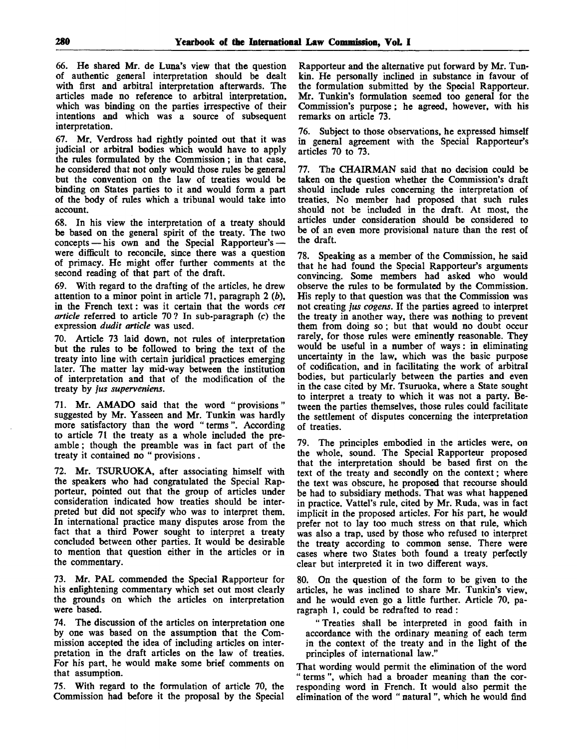66. He shared Mr. de Luna's view that the question of authentic general interpretation should be dealt with first and arbitral interpretation afterwards. The articles made no reference to arbitral interpretation, which was binding on the parties irrespective of their intentions and which was a source of subsequent interpretation.

67. Mr. Verdross had rightly pointed out that it was judicial or arbitral bodies which would have to apply the rules formulated by the Commission; in that case, he considered that not only would those rules be general but the convention on the law of treaties would be binding on States parties to it and would form a part of the body of rules which a tribunal would take into account.

68. In his view the interpretation of a treaty should be based on the general spirit of the treaty. The two concepts — his own and the Special Rapporteur's — were difficult to reconcile, since there was a question of primacy. He might offer further comments at the second reading of that part of the draft.

69. With regard to the drafting of the articles, he drew attention to a minor point in article 71, paragraph 2 (*b*), in the French text: was it certain that the words *cet article* referred to article 70? In sub-paragraph (*c*) the expression *dudit article* was used.

70. Article 73 laid down, not rules of interpretation but the rules to be followed to bring the text of the treaty into line with certain juridical practices emerging later. The matter lay mid-way between the institution of interpretation and that of the modification of the treaty by *jus superveniens*.

71. Mr. AMADO said that the word "provisions" suggested by Mr. Yasseen and Mr. Tunkin was hardly more satisfactory than the word "terms". According to article 71 the treaty as a whole included the preamble; though the preamble was in fact part of the treaty it contained no "provisions.

72. Mr. TSURUOKA, after associating himself with the speakers who had congratulated the Special Rapporteur, pointed out that the group of articles under consideration indicated how treaties should be interpreted but did not specify who was to interpret them. In international practice many disputes arose from the fact that a third Power sought to interpret a treaty concluded between other parties. It would be desirable to mention that question either in the articles or in the commentary.

73. Mr. PAL commended the Special Rapporteur for his enlightening commentary which set out most clearly the grounds on which the articles on interpretation were based.

74. The discussion of the articles on interpretation one by one was based on the assumption that the Commission accepted the idea of including articles on interpretation in the draft articles on the law of treaties. For his part, he would make some brief comments on that assumption.

75. With regard to the formulation of article 70, the Commission had before it the proposal by the Special Rapporteur and the alternative put forward by Mr. Tunkin. He personally inclined in substance in favour of the formulation submitted by the Special Rapporteur. Mr. Tunkin's formulation seemed too general for the Commission's purpose; he agreed, however, with his remarks on article 73.

76. Subject to those observations, he expressed himself in general agreement with the Special Rapporteur's articles 70 to 73.

77. The CHAIRMAN said that no decision could be taken on the question whether the Commission's draft should include rules concerning the interpretation of treaties. No member had proposed that such rules should not be included in the draft. At most, the articles under consideration should be considered to be of an even more provisional nature than the rest of the draft.

78. Speaking as a member of the Commission, he said that he had found the Special Rapporteur's arguments convincing. Some members had asked who would observe the rules to be formulated by the Commission. His reply to that question was that the Commission was not creating *jus cogens*. If the parties agreed to interpret the treaty in another way, there was nothing to prevent them from doing so; but that would no doubt occur rarely, for those rules were eminently reasonable. They would be useful in a number of ways: in eliminating uncertainty in the law, which was the basic purpose of codification, and in facilitating the work of arbitral bodies, but particularly between the parties and even in the case cited by Mr. Tsuruoka, where a State sought to interpret a treaty to which it was not a party. Between the parties themselves, those rules could facilitate the settlement of disputes concerning the interpretation of treaties.

79. The principles embodied in the articles were, on the whole, sound. The Special Rapporteur proposed that the interpretation should be based first on the text of the treaty and secondly on the context; where the text was obscure, he proposed that recourse should be had to subsidiary methods. That was what happened in practice. Vattel's rule, cited by Mr. Ruda, was in fact implicit in the proposed articles. For his part, he would prefer not to lay too much stress on that rule, which was also a trap, used by those who refused to interpret the treaty according to common sense. There were cases where two States both found a treaty perfectly clear but interpreted it in two different ways.

80. On the question of the form to be given to the articles, he was inclined to share Mr. Tunkin's view, and he would even go a little further. Article 70, paragraph 1, could be redrafted to read:

> "Treaties shall be interpreted in good faith in accordance with the ordinary meaning of each term in the context of the treaty and in the light of the principles of international law."

That wording would permit the elimination of the word "terms", which had a broader meaning than the corresponding word in French. It would also permit the elimination of the word "natural", which he would find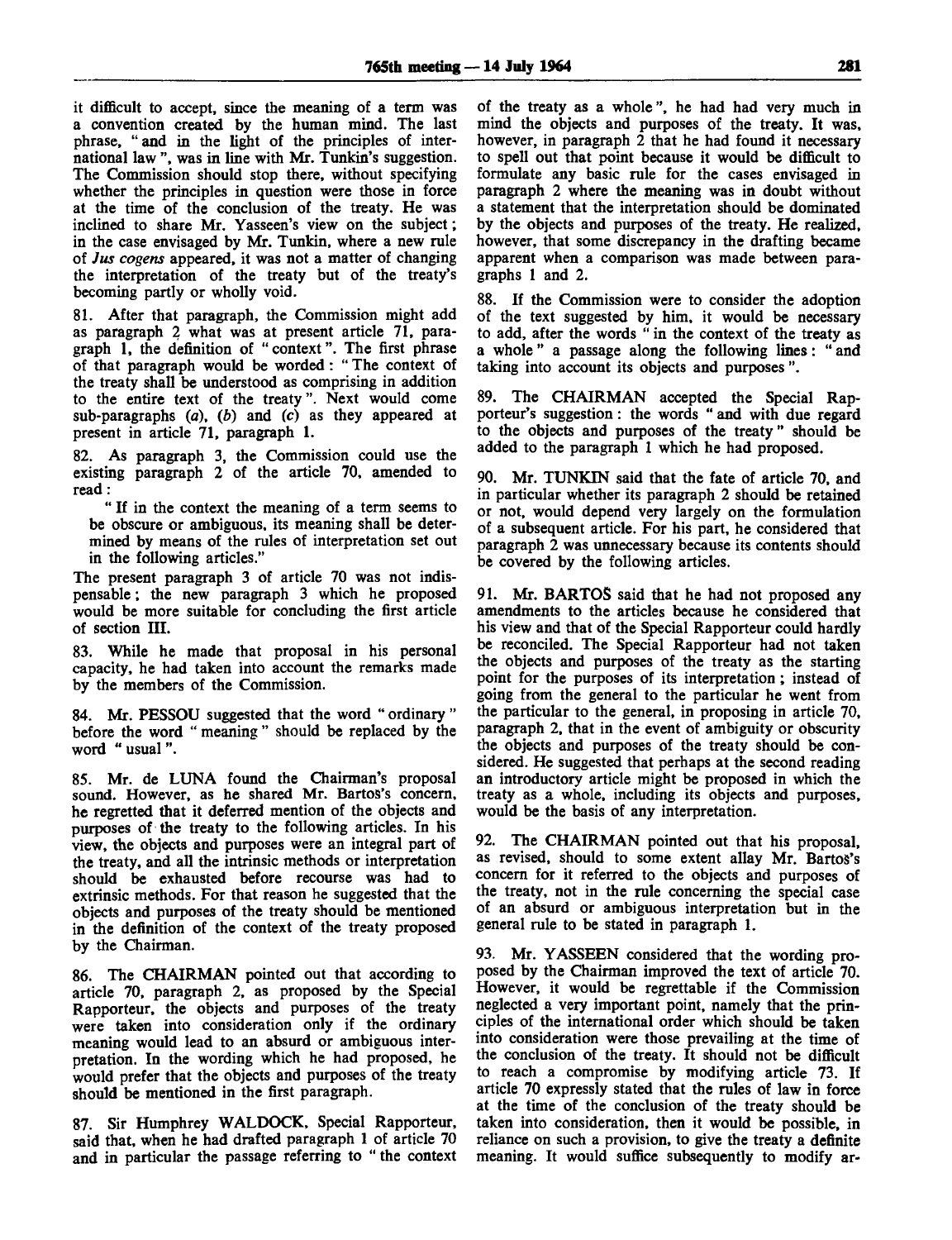it difficult to accept, since the meaning of a term was a convention created by the human mind. The last phrase, "and in the light of the principles of international law", was in line with Mr. Tunkin's suggestion. The Commission should stop there, without specifying whether the principles in question were those in force at the time of the conclusion of the treaty. He was inclined to share Mr. Yasseen's view on the subject; in the case envisaged by Mr. Tunkin, where a new rule of *Jus cogens* appeared, it was not a matter of changing the interpretation of the treaty but of the treaty's becoming partly or wholly void.

81. After that paragraph, the Commission might add as paragraph 2 what was at present article 71, paragraph 1, the definition of "context". The first phrase of that paragraph would be worded: "The context of the treaty shall be understood as comprising in addition to the entire text of the treaty". Next would come sub-paragraphs (*a*), (*b*) and (*c*) as they appeared at present in article 71, paragraph 1.

82. As paragraph 3, the Commission could use the existing paragraph 2 of the article 70, amended to read:

"If in the context the meaning of a term seems to be obscure or ambiguous, its meaning shall be determined by means of the rules of interpretation set out in the following articles."

The present paragraph 3 of article 70 was not indispensable; the new paragraph 3 which he proposed would be more suitable for concluding the first article of section III.

83. While he made that proposal in his personal capacity, he had taken into account the remarks made by the members of the Commission.

84. Mr. PESSOU suggested that the word "ordinary" before the word "meaning" should be replaced by the word "usual".

85. Mr. de LUNA found the Chairman's proposal sound. However, as he shared Mr. Bartoš's concern, he regretted that it deferred mention of the objects and purposes of the treaty to the following articles. In his view, the objects and purposes were an integral part of the treaty, and all the intrinsic methods or interpretation should be exhausted before recourse was had to extrinsic methods. For that reason he suggested that the objects and purposes of the treaty should be mentioned in the definition of the context of the treaty proposed by the Chairman.

86. The CHAIRMAN pointed out that according to article 70, paragraph 2, as proposed by the Special Rapporteur, the objects and purposes of the treaty were taken into consideration only if the ordinary meaning would lead to an absurd or ambiguous interpretation. In the wording which he had proposed, he would prefer that the objects and purposes of the treaty should be mentioned in the first paragraph.

87. Sir Humphrey WALDOCK, Special Rapporteur, said that, when he had drafted paragraph 1 of article 70 and in particular the passage referring to "the context of the treaty as a whole", he had had very much in mind the objects and purposes of the treaty. It was, however, in paragraph 2 that he had found it necessary to spell out that point because it would be difficult to formulate any basic rule for the cases envisaged in paragraph 2 where the meaning was in doubt without a statement that the interpretation should be dominated by the objects and purposes of the treaty. He realized, however, that some discrepancy in the drafting became apparent when a comparison was made between paragraphs 1 and 2.

88. If the Commission were to consider the adoption of the text suggested by him, it would be necessary to add, after the words "in the context of the treaty as a whole" a passage along the following lines: "and taking into account its objects and purposes".

89. The CHAIRMAN accepted the Special Rapporteur's suggestion: the words "and with due regard to the objects and purposes of the treaty" should be added to the paragraph 1 which he had proposed.

90. Mr. TUNKIN said that the fate of article 70, and in particular whether its paragraph 2 should be retained or not, would depend very largely on the formulation of a subsequent article. For his part, he considered that paragraph 2 was unnecessary because its contents should be covered by the following articles.

91. Mr. BARTOŠ said that he had not proposed any amendments to the articles because he considered that his view and that of the Special Rapporteur could hardly be reconciled. The Special Rapporteur had not taken the objects and purposes of the treaty as the starting point for the purposes of its interpretation; instead of going from the general to the particular he went from the particular to the general, in proposing in article 70, paragraph 2, that in the event of ambiguity or obscurity the objects and purposes of the treaty should be considered. He suggested that perhaps at the second reading an introductory article might be proposed in which the treaty as a whole, including its objects and purposes, would be the basis of any interpretation.

92. The CHAIRMAN pointed out that his proposal, as revised, should to some extent allay Mr. Bartoš's concern for it referred to the objects and purposes of the treaty, not in the rule concerning the special case of an absurd or ambiguous interpretation but in the general rule to be stated in paragraph 1.

93. Mr. YASSEEN considered that the wording proposed by the Chairman improved the text of article 70. However, it would be regrettable if the Commission neglected a very important point, namely that the principles of the international order which should be taken into consideration were those prevailing at the time of the conclusion of the treaty. It should not be difficult to reach a compromise by modifying article 73. If article 70 expressly stated that the rules of law in force at the time of the conclusion of the treaty should be taken into consideration, then it would be possible, in reliance on such a provision, to give the treaty a definite meaning. It would suffice subsequently to modify ar-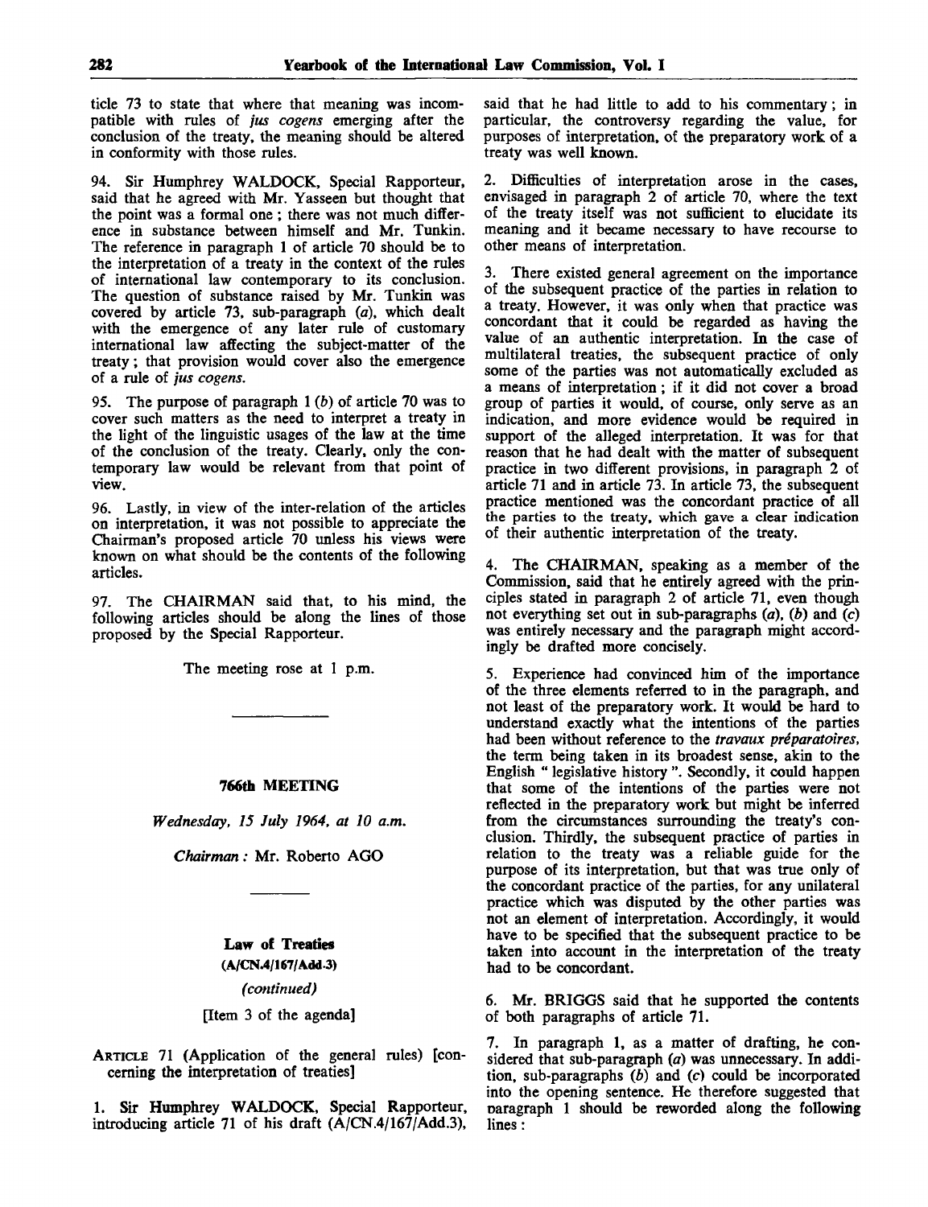ticle 73 to state that where that meaning was incompatible with rules of *jus cogens* emerging after the conclusion of the treaty, the meaning should be altered in conformity with those rules.

94. Sir Humphrey WALDOCK, Special Rapporteur, said that he agreed with Mr. Yasseen but thought that the point was a formal one; there was not much difference in substance between himself and Mr. Tunkin. The reference in paragraph 1 of article 70 should be to the interpretation of a treaty in the context of the rules of international law contemporary to its conclusion. The question of substance raised by Mr. Tunkin was covered by article 73, sub-paragraph (*a*), which dealt with the emergence of any later rule of customary international law affecting the subject-matter of the treaty; that provision would cover also the emergence of a rule of *jus cogens*.

95. The purpose of paragraph 1 (*b*) of article 70 was to cover such matters as the need to interpret a treaty in the light of the linguistic usages of the law at the time of the conclusion of the treaty. Clearly, only the contemporary law would be relevant from that point of view.

96. Lastly, in view of the inter-relation of the articles on interpretation, it was not possible to appreciate the Chairman's proposed article 70 unless his views were known on what should be the contents of the following articles.

97. The CHAIRMAN said that, to his mind, the following articles should be along the lines of those proposed by the Special Rapporteur.

The meeting rose at 1 p.m.

## 766th MEETING

*Wednesday, 15 July 1964, at 10 a.m.*

*Chairman:* Mr. Roberto AGO

### Law of Treaties
### (A/CN.4/167/Add.3)
*(continued)*

[Item 3 of the agenda]

ARTICLE 71 (Application of the general rules) [concerning the interpretation of treaties]

1. Sir Humphrey WALDOCK, Special Rapporteur, introducing article 71 of his draft (A/CN.4/167/Add.3), said that he had little to add to his commentary; in particular, the controversy regarding the value, for purposes of interpretation, of the preparatory work of a treaty was well known.

2. Difficulties of interpretation arose in the cases, envisaged in paragraph 2 of article 70, where the text of the treaty itself was not sufficient to elucidate its meaning and it became necessary to have recourse to other means of interpretation.

3. There existed general agreement on the importance of the subsequent practice of the parties in relation to a treaty. However, it was only when that practice was concordant that it could be regarded as having the value of an authentic interpretation. In the case of multilateral treaties, the subsequent practice of only some of the parties was not automatically excluded as a means of interpretation; if it did not cover a broad group of parties it would, of course, only serve as an indication, and more evidence would be required in support of the alleged interpretation. It was for that reason that he had dealt with the matter of subsequent practice in two different provisions, in paragraph 2 of article 71 and in article 73. In article 73, the subsequent practice mentioned was the concordant practice of all the parties to the treaty, which gave a clear indication of their authentic interpretation of the treaty.

4. The CHAIRMAN, speaking as a member of the Commission, said that he entirely agreed with the principles stated in paragraph 2 of article 71, even though not everything set out in sub-paragraphs (*a*), (*b*) and (*c*) was entirely necessary and the paragraph might accordingly be drafted more concisely.

5. Experience had convinced him of the importance of the three elements referred to in the paragraph, and not least of the preparatory work. It would be hard to understand exactly what the intentions of the parties had been without reference to the *travaux préparatoires*, the term being taken in its broadest sense, akin to the English "legislative history". Secondly, it could happen that some of the intentions of the parties were not reflected in the preparatory work but might be inferred from the circumstances surrounding the treaty's conclusion. Thirdly, the subsequent practice of parties in relation to the treaty was a reliable guide for the purpose of its interpretation, but that was true only of the concordant practice of the parties, for any unilateral practice which was disputed by the other parties was not an element of interpretation. Accordingly, it would have to be specified that the subsequent practice to be taken into account in the interpretation of the treaty had to be concordant.

6. Mr. BRIGGS said that he supported the contents of both paragraphs of article 71.

7. In paragraph 1, as a matter of drafting, he considered that sub-paragraph (*a*) was unnecessary. In addition, sub-paragraphs (*b*) and (*c*) could be incorporated into the opening sentence. He therefore suggested that paragraph 1 should be reworded along the following lines: